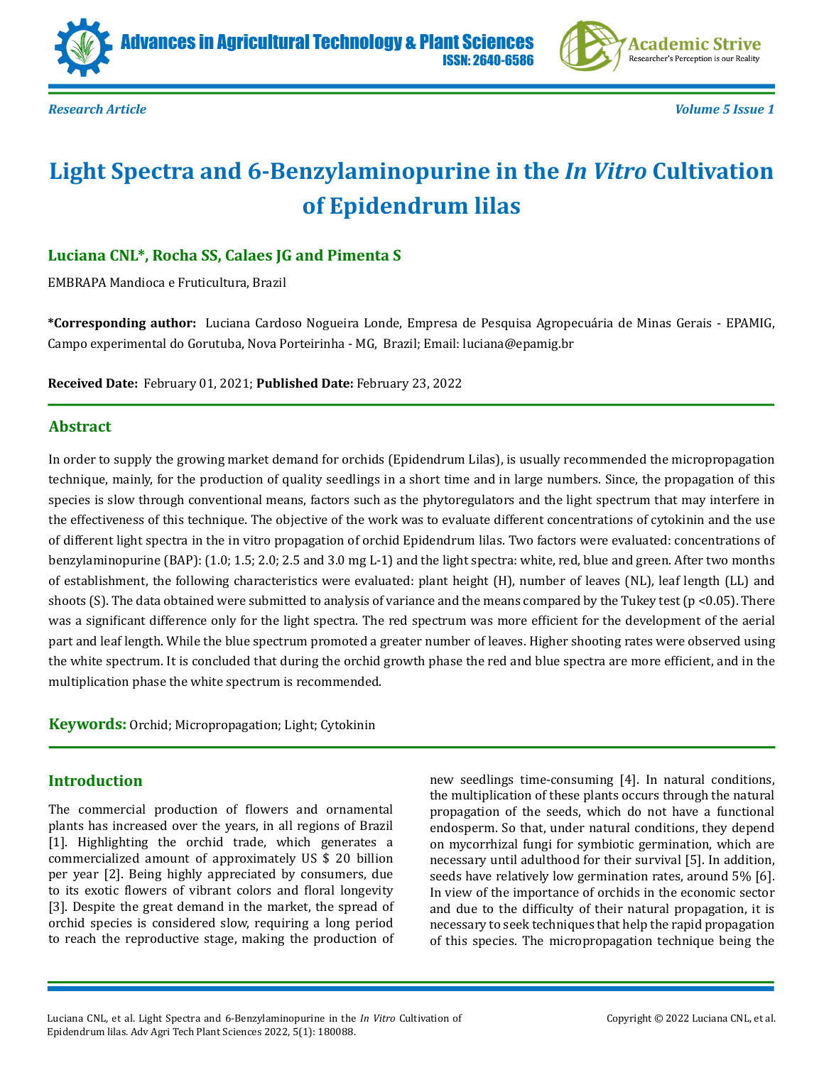*Research Article*

# Light Spectra and 6-Benzylaminopurine in the *In Vitro* Cultivation of Epidendrum lilas

**Luciana CNL*, Rocha SS, Calaes JG and Pimenta S**

EMBRAPA Mandioca e Fruticultura, Brazil

**\*Corresponding author:** Luciana Cardoso Nogueira Londe, Empresa de Pesquisa Agropecuária de Minas Gerais - EPAMIG, Campo experimental do Gorutuba, Nova Porteirinha - MG, Brazil; Email: luciana@epamig.br

**Received Date:** February 01, 2021; **Published Date:** February 23, 2022

## Abstract

In order to supply the growing market demand for orchids (Epidendrum Lilas), is usually recommended the micropropagation technique, mainly, for the production of quality seedlings in a short time and in large numbers. Since, the propagation of this species is slow through conventional means, factors such as the phytoregulators and the light spectrum that may interfere in the effectiveness of this technique. The objective of the work was to evaluate different concentrations of cytokinin and the use of different light spectra in the in vitro propagation of orchid Epidendrum lilas. Two factors were evaluated: concentrations of benzylaminopurine (BAP): (1.0; 1.5; 2.0; 2.5 and 3.0 mg L-1) and the light spectra: white, red, blue and green. After two months of establishment, the following characteristics were evaluated: plant height (H), number of leaves (NL), leaf length (LL) and shoots (S). The data obtained were submitted to analysis of variance and the means compared by the Tukey test ($p < 0.05$). There was a significant difference only for the light spectra. The red spectrum was more efficient for the development of the aerial part and leaf length. While the blue spectrum promoted a greater number of leaves. Higher shooting rates were observed using the white spectrum. It is concluded that during the orchid growth phase the red and blue spectra are more efficient, and in the multiplication phase the white spectrum is recommended.

**Keywords:** Orchid; Micropropagation; Light; Cytokinin

## Introduction

The commercial production of flowers and ornamental plants has increased over the years, in all regions of Brazil [1]. Highlighting the orchid trade, which generates a commercialized amount of approximately US $ 20 billion per year [2]. Being highly appreciated by consumers, due to its exotic flowers of vibrant colors and floral longevity [3]. Despite the great demand in the market, the spread of orchid species is considered slow, requiring a long period to reach the reproductive stage, making the production of new seedlings time-consuming [4]. In natural conditions, the multiplication of these plants occurs through the natural propagation of the seeds, which do not have a functional endosperm. So that, under natural conditions, they depend on mycorrhizal fungi for symbiotic germination, which are necessary until adulthood for their survival [5]. In addition, seeds have relatively low germination rates, around 5% [6]. In view of the importance of orchids in the economic sector and due to the difficulty of their natural propagation, it is necessary to seek techniques that help the rapid propagation of this species. The micropropagation technique being the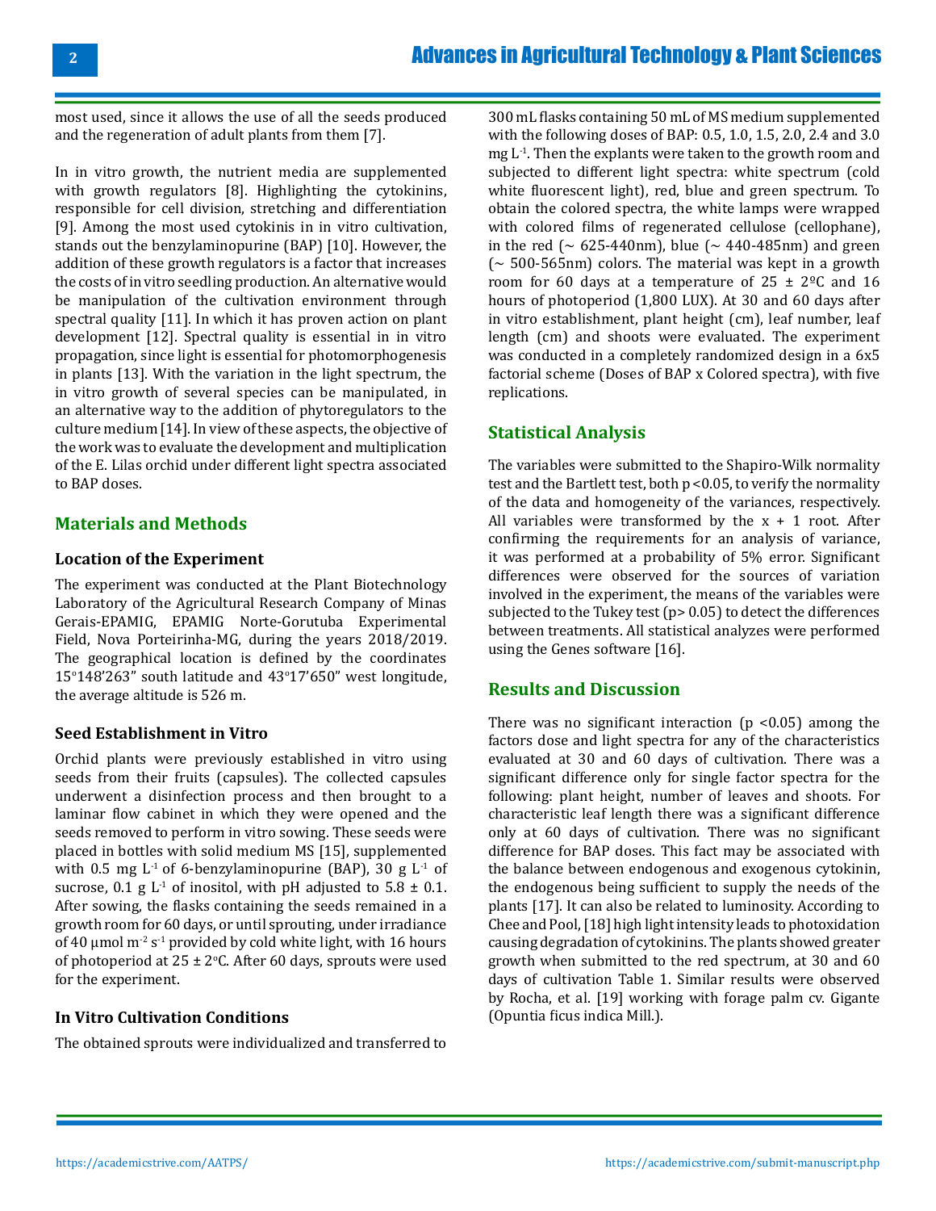most used, since it allows the use of all the seeds produced and the regeneration of adult plants from them [7].

In in vitro growth, the nutrient media are supplemented with growth regulators [8]. Highlighting the cytokinins, responsible for cell division, stretching and differentiation [9]. Among the most used cytokinis in in vitro cultivation, stands out the benzylaminopurine (BAP) [10]. However, the addition of these growth regulators is a factor that increases the costs of in vitro seedling production. An alternative would be manipulation of the cultivation environment through spectral quality [11]. In which it has proven action on plant development [12]. Spectral quality is essential in in vitro propagation, since light is essential for photomorphogenesis in plants [13]. With the variation in the light spectrum, the in vitro growth of several species can be manipulated, in an alternative way to the addition of phytoregulators to the culture medium [14]. In view of these aspects, the objective of the work was to evaluate the development and multiplication of the E. Lilas orchid under different light spectra associated to BAP doses.

## Materials and Methods

### Location of the Experiment

The experiment was conducted at the Plant Biotechnology Laboratory of the Agricultural Research Company of Minas Gerais-EPAMIG, EPAMIG Norte-Gorutuba Experimental Field, Nova Porteirinha-MG, during the years 2018/2019. The geographical location is defined by the coordinates 15º148'263" south latitude and 43º17'650" west longitude, the average altitude is 526 m.

### Seed Establishment in Vitro

Orchid plants were previously established in vitro using seeds from their fruits (capsules). The collected capsules underwent a disinfection process and then brought to a laminar flow cabinet in which they were opened and the seeds removed to perform in vitro sowing. These seeds were placed in bottles with solid medium MS [15], supplemented with 0.5 mg $L^{-1}$ of 6-benzylaminopurine (BAP), 30 g $L^{-1}$ of sucrose, 0.1 g $L^{-1}$ of inositol, with pH adjusted to 5.8 ± 0.1. After sowing, the flasks containing the seeds remained in a growth room for 60 days, or until sprouting, under irradiance of 40 μmol $m^{-2}$ $s^{-1}$ provided by cold white light, with 16 hours of photoperiod at 25 ± 2ºC. After 60 days, sprouts were used for the experiment.

### In Vitro Cultivation Conditions

The obtained sprouts were individualized and transferred to 300 mL flasks containing 50 mL of MS medium supplemented with the following doses of BAP: 0.5, 1.0, 1.5, 2.0, 2.4 and 3.0 mg $L^{-1}$. Then the explants were taken to the growth room and subjected to different light spectra: white spectrum (cold white fluorescent light), red, blue and green spectrum. To obtain the colored spectra, the white lamps were wrapped with colored films of regenerated cellulose (cellophane), in the red (~ 625-440nm), blue (~ 440-485nm) and green (~ 500-565nm) colors. The material was kept in a growth room for 60 days at a temperature of 25 ± 2ºC and 16 hours of photoperiod (1,800 LUX). At 30 and 60 days after in vitro establishment, plant height (cm), leaf number, leaf length (cm) and shoots were evaluated. The experiment was conducted in a completely randomized design in a 6x5 factorial scheme (Doses of BAP x Colored spectra), with five replications.

## Statistical Analysis

The variables were submitted to the Shapiro-Wilk normality test and the Bartlett test, both p <0.05, to verify the normality of the data and homogeneity of the variances, respectively. All variables were transformed by the x + 1 root. After confirming the requirements for an analysis of variance, it was performed at a probability of 5% error. Significant differences were observed for the sources of variation involved in the experiment, the means of the variables were subjected to the Tukey test (p> 0.05) to detect the differences between treatments. All statistical analyzes were performed using the Genes software [16].

## Results and Discussion

There was no significant interaction (p <0.05) among the factors dose and light spectra for any of the characteristics evaluated at 30 and 60 days of cultivation. There was a significant difference only for single factor spectra for the following: plant height, number of leaves and shoots. For characteristic leaf length there was a significant difference only at 60 days of cultivation. There was no significant difference for BAP doses. This fact may be associated with the balance between endogenous and exogenous cytokinin, the endogenous being sufficient to supply the needs of the plants [17]. It can also be related to luminosity. According to Chee and Pool, [18] high light intensity leads to photoxidation causing degradation of cytokinins. The plants showed greater growth when submitted to the red spectrum, at 30 and 60 days of cultivation Table 1. Similar results were observed by Rocha, et al. [19] working with forage palm cv. Gigante (Opuntia ficus indica Mill.).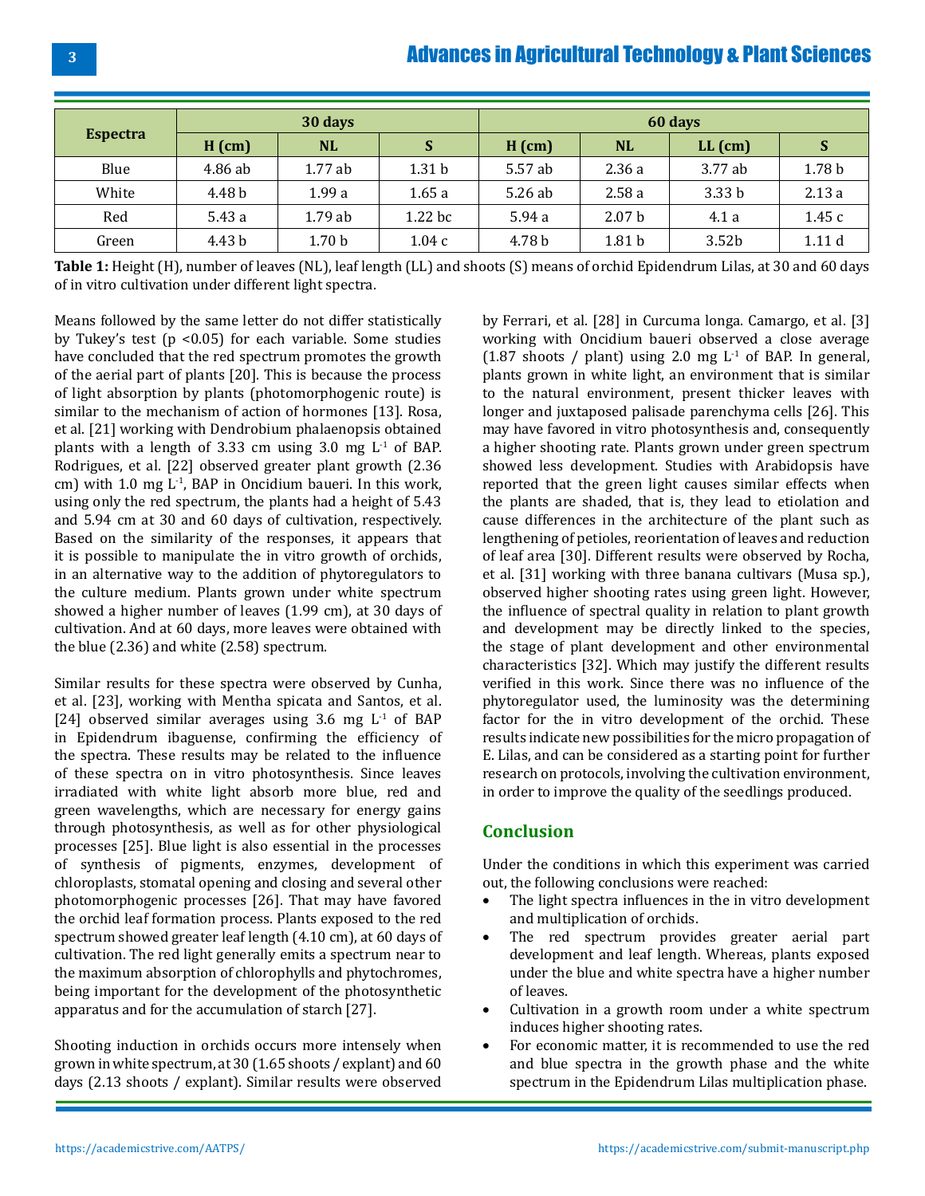| Espectra | 30 days | | | 60 days | | | |
|---|---|---|---|---|---|---|---|
| | H (cm) | NL | S | H (cm) | NL | LL (cm) | S |
| Blue | 4.86 ab | 1.77 ab | 1.31 b | 5.57 ab | 2.36 a | 3.77 ab | 1.78 b |
| White | 4.48 b | 1.99 a | 1.65 a | 5.26 ab | 2.58 a | 3.33 b | 2.13 a |
| Red | 5.43 a | 1.79 ab | 1.22 bc | 5.94 a | 2.07 b | 4.1 a | 1.45 c |
| Green | 4.43 b | 1.70 b | 1.04 c | 4.78 b | 1.81 b | 3.52b | 1.11 d |

**Table 1:** Height (H), number of leaves (NL), leaf length (LL) and shoots (S) means of orchid Epidendrum Lilas, at 30 and 60 days of in vitro cultivation under different light spectra.

Means followed by the same letter do not differ statistically by Tukey's test ($p < 0.05$) for each variable. Some studies have concluded that the red spectrum promotes the growth of the aerial part of plants [20]. This is because the process of light absorption by plants (photomorphogenic route) is similar to the mechanism of action of hormones [13]. Rosa, et al. [21] working with Dendrobium phalaenopsis obtained plants with a length of 3.33 cm using 3.0 mg $L^{-1}$ of BAP. Rodrigues, et al. [22] observed greater plant growth (2.36 cm) with 1.0 mg $L^{-1}$, BAP in Oncidium baueri. In this work, using only the red spectrum, the plants had a height of 5.43 and 5.94 cm at 30 and 60 days of cultivation, respectively. Based on the similarity of the responses, it appears that it is possible to manipulate the in vitro growth of orchids, in an alternative way to the addition of phytoregulators to the culture medium. Plants grown under white spectrum showed a higher number of leaves (1.99 cm), at 30 days of cultivation. And at 60 days, more leaves were obtained with the blue (2.36) and white (2.58) spectrum.

Similar results for these spectra were observed by Cunha, et al. [23], working with Mentha spicata and Santos, et al. [24] observed similar averages using 3.6 mg $L^{-1}$ of BAP in Epidendrum ibaguense, confirming the efficiency of the spectra. These results may be related to the influence of these spectra on in vitro photosynthesis. Since leaves irradiated with white light absorb more blue, red and green wavelengths, which are necessary for energy gains through photosynthesis, as well as for other physiological processes [25]. Blue light is also essential in the processes of synthesis of pigments, enzymes, development of chloroplasts, stomatal opening and closing and several other photomorphogenic processes [26]. That may have favored the orchid leaf formation process. Plants exposed to the red spectrum showed greater leaf length (4.10 cm), at 60 days of cultivation. The red light generally emits a spectrum near to the maximum absorption of chlorophylls and phytochromes, being important for the development of the photosynthetic apparatus and for the accumulation of starch [27].

Shooting induction in orchids occurs more intensely when grown in white spectrum, at 30 (1.65 shoots / explant) and 60 days (2.13 shoots / explant). Similar results were observed by Ferrari, et al. [28] in Curcuma longa. Camargo, et al. [3] working with Oncidium baueri observed a close average (1.87 shoots / plant) using 2.0 mg $L^{-1}$ of BAP. In general, plants grown in white light, an environment that is similar to the natural environment, present thicker leaves with longer and juxtaposed palisade parenchyma cells [26]. This may have favored in vitro photosynthesis and, consequently a higher shooting rate. Plants grown under green spectrum showed less development. Studies with Arabidopsis have reported that the green light causes similar effects when the plants are shaded, that is, they lead to etiolation and cause differences in the architecture of the plant such as lengthening of petioles, reorientation of leaves and reduction of leaf area [30]. Different results were observed by Rocha, et al. [31] working with three banana cultivars (Musa sp.), observed higher shooting rates using green light. However, the influence of spectral quality in relation to plant growth and development may be directly linked to the species, the stage of plant development and other environmental characteristics [32]. Which may justify the different results verified in this work. Since there was no influence of the phytoregulator used, the luminosity was the determining factor for the in vitro development of the orchid. These results indicate new possibilities for the micro propagation of E. Lilas, and can be considered as a starting point for further research on protocols, involving the cultivation environment, in order to improve the quality of the seedlings produced.

## Conclusion

Under the conditions in which this experiment was carried out, the following conclusions were reached:

- The light spectra influences in the in vitro development and multiplication of orchids.
- The red spectrum provides greater aerial part development and leaf length. Whereas, plants exposed under the blue and white spectra have a higher number of leaves.
- Cultivation in a growth room under a white spectrum induces higher shooting rates.
- For economic matter, it is recommended to use the red and blue spectra in the growth phase and the white spectrum in the Epidendrum Lilas multiplication phase.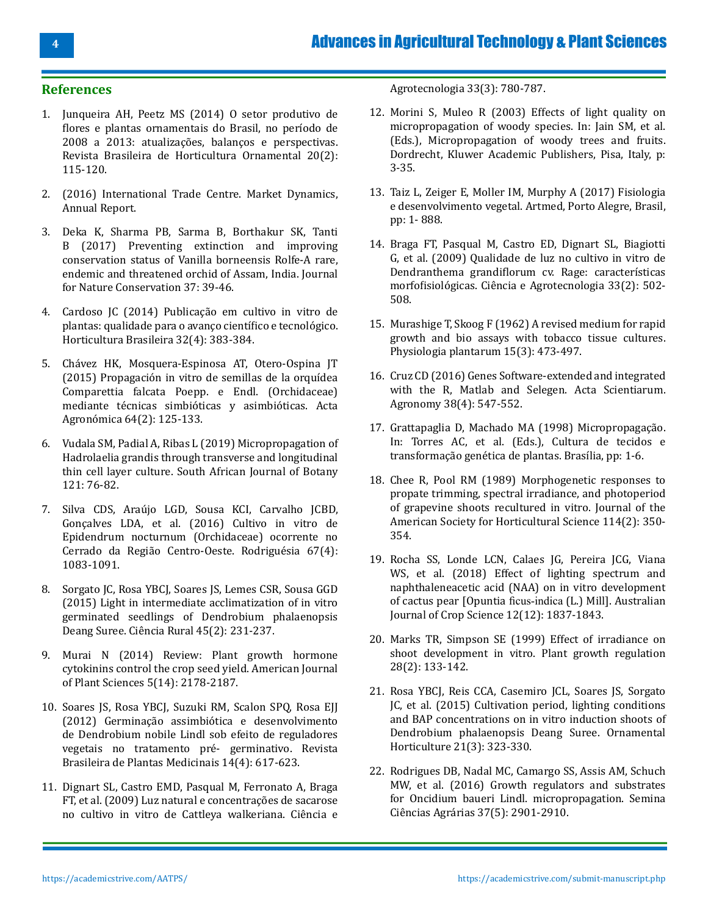## References

1. Junqueira AH, Peetz MS (2014) O setor produtivo de flores e plantas ornamentais do Brasil, no período de 2008 a 2013: atualizações, balanços e perspectivas. Revista Brasileira de Horticultura Ornamental 20(2): 115-120.

2. (2016) International Trade Centre. Market Dynamics, Annual Report.

3. Deka K, Sharma PB, Sarma B, Borthakur SK, Tanti B (2017) Preventing extinction and improving conservation status of Vanilla borneensis Rolfe-A rare, endemic and threatened orchid of Assam, India. Journal for Nature Conservation 37: 39-46.

4. Cardoso JC (2014) Publicação em cultivo in vitro de plantas: qualidade para o avanço científico e tecnológico. Horticultura Brasileira 32(4): 383-384.

5. Chávez HK, Mosquera-Espinosa AT, Otero-Ospina JT (2015) Propagación in vitro de semillas de la orquídea Comparettia falcata Poepp. e Endl. (Orchidaceae) mediante técnicas simbióticas y asimbióticas. Acta Agronómica 64(2): 125-133.

6. Vudala SM, Padial A, Ribas L (2019) Micropropagation of Hadrolaelia grandis through transverse and longitudinal thin cell layer culture. South African Journal of Botany 121: 76-82.

7. Silva CDS, Araújo LGD, Sousa KCI, Carvalho JCBD, Gonçalves LDA, et al. (2016) Cultivo in vitro de Epidendrum nocturnum (Orchidaceae) ocorrente no Cerrado da Região Centro-Oeste. Rodriguésia 67(4): 1083-1091.

8. Sorgato JC, Rosa YBCJ, Soares JS, Lemes CSR, Sousa GGD (2015) Light in intermediate acclimatization of in vitro germinated seedlings of Dendrobium phalaenopsis Deang Suree. Ciência Rural 45(2): 231-237.

9. Murai N (2014) Review: Plant growth hormone cytokinins control the crop seed yield. American Journal of Plant Sciences 5(14): 2178-2187.

10. Soares JS, Rosa YBCJ, Suzuki RM, Scalon SPQ, Rosa EJJ (2012) Germinação assimbiótica e desenvolvimento de Dendrobium nobile Lindl sob efeito de reguladores vegetais no tratamento pré- germinativo. Revista Brasileira de Plantas Medicinais 14(4): 617-623.

11. Dignart SL, Castro EMD, Pasqual M, Ferronato A, Braga FT, et al. (2009) Luz natural e concentrações de sacarose no cultivo in vitro de Cattleya walkeriana. Ciência e Agrotecnologia 33(3): 780-787.

12. Morini S, Muleo R (2003) Effects of light quality on micropropagation of woody species. In: Jain SM, et al. (Eds.), Micropropagation of woody trees and fruits. Dordrecht, Kluwer Academic Publishers, Pisa, Italy, p: 3-35.

13. Taiz L, Zeiger E, Moller IM, Murphy A (2017) Fisiologia e desenvolvimento vegetal. Artmed, Porto Alegre, Brasil, pp: 1- 888.

14. Braga FT, Pasqual M, Castro ED, Dignart SL, Biagiotti G, et al. (2009) Qualidade de luz no cultivo in vitro de Dendranthema grandiflorum cv. Rage: características morfofisiológicas. Ciência e Agrotecnologia 33(2): 502-508.

15. Murashige T, Skoog F (1962) A revised medium for rapid growth and bio assays with tobacco tissue cultures. Physiologia plantarum 15(3): 473-497.

16. Cruz CD (2016) Genes Software-extended and integrated with the R, Matlab and Selegen. Acta Scientiarum. Agronomy 38(4): 547-552.

17. Grattapaglia D, Machado MA (1998) Micropropagação. In: Torres AC, et al. (Eds.), Cultura de tecidos e transformação genética de plantas. Brasília, pp: 1-6.

18. Chee R, Pool RM (1989) Morphogenetic responses to propate trimming, spectral irradiance, and photoperiod of grapevine shoots recultured in vitro. Journal of the American Society for Horticultural Science 114(2): 350-354.

19. Rocha SS, Londe LCN, Calaes JG, Pereira JCG, Viana WS, et al. (2018) Effect of lighting spectrum and naphthaleneacetic acid (NAA) on in vitro development of cactus pear [Opuntia ficus-indica (L.) Mill]. Australian Journal of Crop Science 12(12): 1837-1843.

20. Marks TR, Simpson SE (1999) Effect of irradiance on shoot development in vitro. Plant growth regulation 28(2): 133-142.

21. Rosa YBCJ, Reis CCA, Casemiro JCL, Soares JS, Sorgato JC, et al. (2015) Cultivation period, lighting conditions and BAP concentrations on in vitro induction shoots of Dendrobium phalaenopsis Deang Suree. Ornamental Horticulture 21(3): 323-330.

22. Rodrigues DB, Nadal MC, Camargo SS, Assis AM, Schuch MW, et al. (2016) Growth regulators and substrates for Oncidium baueri Lindl. micropropagation. Semina Ciências Agrárias 37(5): 2901-2910.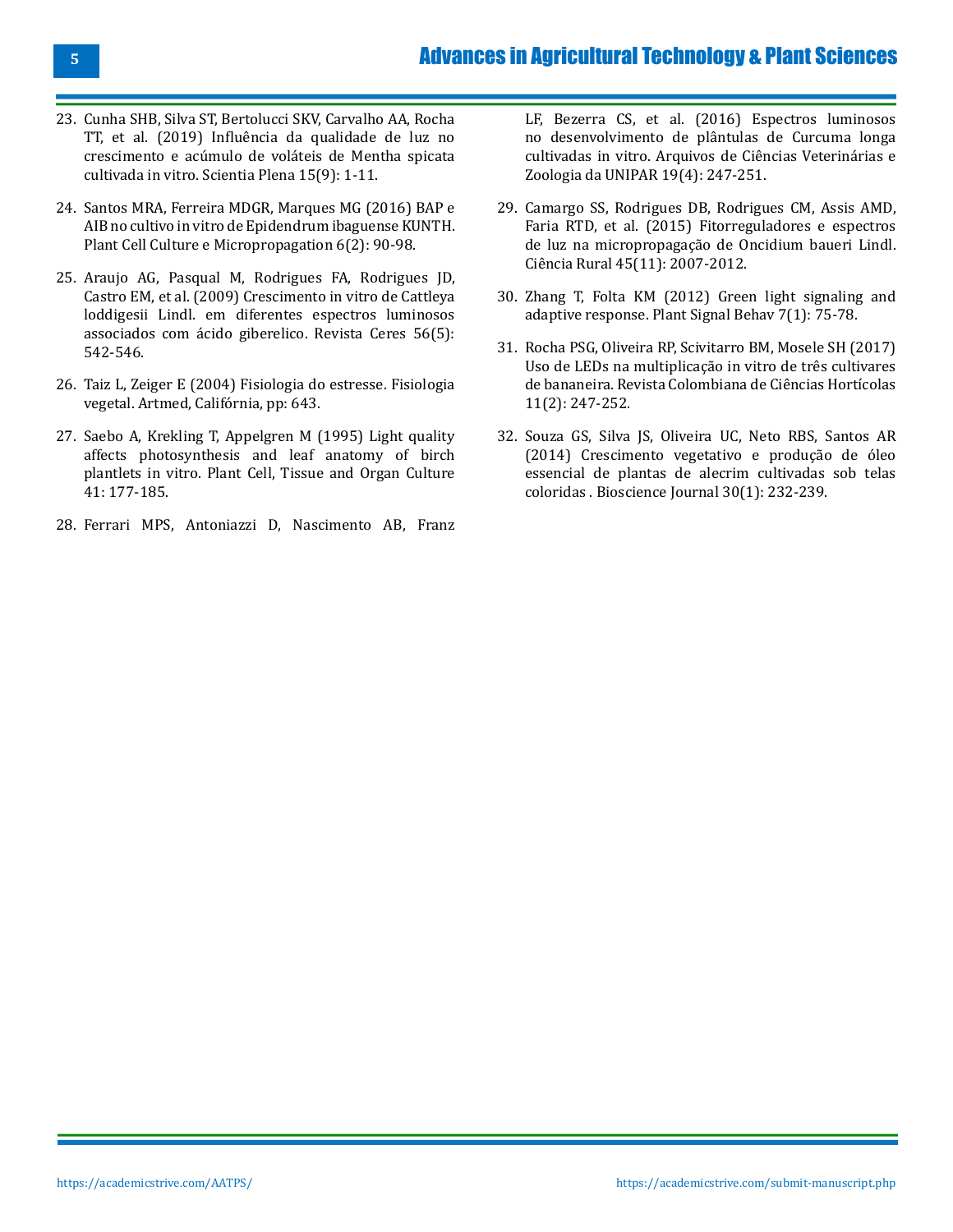23. Cunha SHB, Silva ST, Bertolucci SKV, Carvalho AA, Rocha TT, et al. (2019) Influência da qualidade de luz no crescimento e acúmulo de voláteis de Mentha spicata cultivada in vitro. Scientia Plena 15(9): 1-11.

24. Santos MRA, Ferreira MDGR, Marques MG (2016) BAP e AIB no cultivo in vitro de Epidendrum ibaguense KUNTH. Plant Cell Culture e Micropropagation 6(2): 90-98.

25. Araujo AG, Pasqual M, Rodrigues FA, Rodrigues JD, Castro EM, et al. (2009) Crescimento in vitro de Cattleya loddigesii Lindl. em diferentes espectros luminosos associados com ácido giberelico. Revista Ceres 56(5): 542-546.

26. Taiz L, Zeiger E (2004) Fisiologia do estresse. Fisiologia vegetal. Artmed, Califórnia, pp: 643.

27. Saebo A, Krekling T, Appelgren M (1995) Light quality affects photosynthesis and leaf anatomy of birch plantlets in vitro. Plant Cell, Tissue and Organ Culture 41: 177-185.

28. Ferrari MPS, Antoniazzi D, Nascimento AB, Franz LF, Bezerra CS, et al. (2016) Espectros luminosos no desenvolvimento de plântulas de Curcuma longa cultivadas in vitro. Arquivos de Ciências Veterinárias e Zoologia da UNIPAR 19(4): 247-251.

29. Camargo SS, Rodrigues DB, Rodrigues CM, Assis AMD, Faria RTD, et al. (2015) Fitorreguladores e espectros de luz na micropropagação de Oncidium baueri Lindl. Ciência Rural 45(11): 2007-2012.

30. Zhang T, Folta KM (2012) Green light signaling and adaptive response. Plant Signal Behav 7(1): 75-78.

31. Rocha PSG, Oliveira RP, Scivitarro BM, Mosele SH (2017) Uso de LEDs na multiplicação in vitro de três cultivares de bananeira. Revista Colombiana de Ciências Hortícolas 11(2): 247-252.

32. Souza GS, Silva JS, Oliveira UC, Neto RBS, Santos AR (2014) Crescimento vegetativo e produção de óleo essencial de plantas de alecrim cultivadas sob telas coloridas . Bioscience Journal 30(1): 232-239.